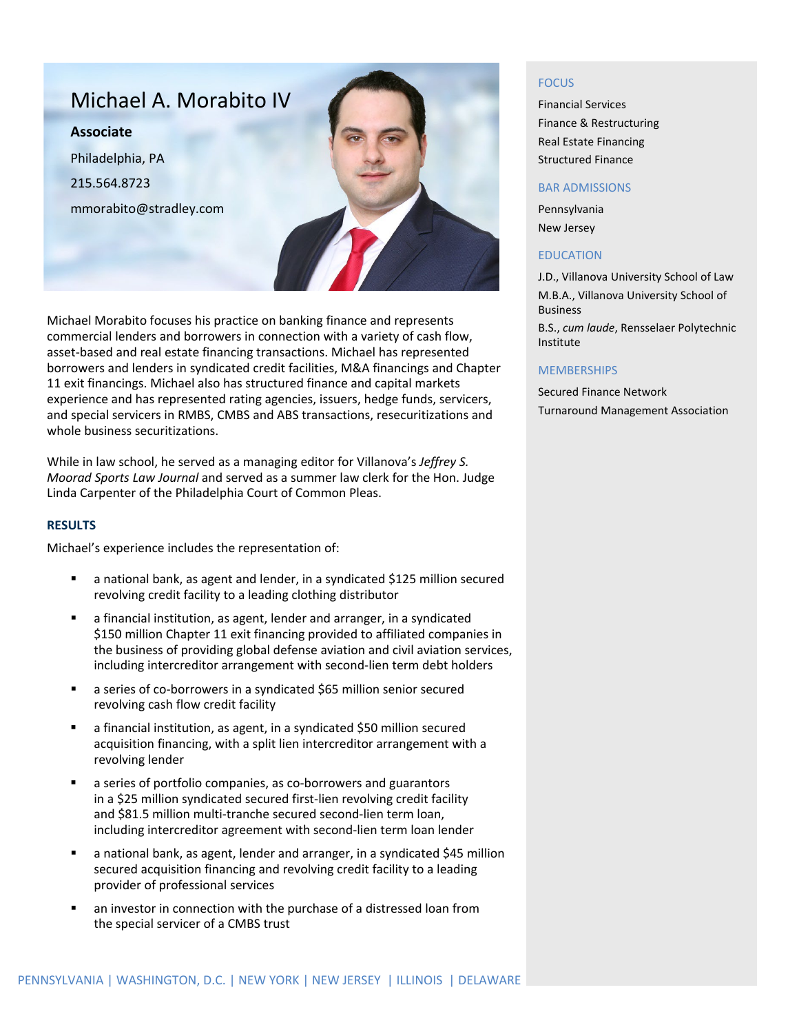# Michael A. Morabito IV

**Associate**

Philadelphia, PA

215.564.8723

mmorabito@stradley.com

Michael Morabito focuses his practice on banking finance and represents commercial lenders and borrowers in connection with a variety of cash flow, asset-based and real estate financing transactions. Michael has represented borrowers and lenders in syndicated credit facilities, M&A financings and Chapter 11 exit financings. Michael also has structured finance and capital markets experience and has represented rating agencies, issuers, hedge funds, servicers, and special servicers in RMBS, CMBS and ABS transactions, resecuritizations and whole business securitizations.

While in law school, he served as a managing editor for Villanova's *Jeffrey S. Moorad Sports Law Journal* and served as a summer law clerk for the Hon. Judge Linda Carpenter of the Philadelphia Court of Common Pleas.

## RESULTS

Michael's experience includes the representation of:

- a national bank, as agent and lender, in a syndicated $125 million secured revolving credit facility to a leading clothing distributor
- a financial institution, as agent, lender and arranger, in a syndicated $150 million Chapter 11 exit financing provided to affiliated companies in the business of providing global defense aviation and civil aviation services, including intercreditor arrangement with second-lien term debt holders
- a series of co-borrowers in a syndicated $65 million senior secured revolving cash flow credit facility
- a financial institution, as agent, in a syndicated $50 million secured acquisition financing, with a split lien intercreditor arrangement with a revolving lender
- a series of portfolio companies, as co-borrowers and guarantors in a $25 million syndicated secured first-lien revolving credit facility and $81.5 million multi-tranche secured second-lien term loan, including intercreditor agreement with second-lien term loan lender
- a national bank, as agent, lender and arranger, in a syndicated $45 million secured acquisition financing and revolving credit facility to a leading provider of professional services
- an investor in connection with the purchase of a distressed loan from the special servicer of a CMBS trust

## FOCUS

Financial Services
Finance & Restructuring
Real Estate Financing
Structured Finance

## BAR ADMISSIONS

Pennsylvania
New Jersey

## EDUCATION

J.D., Villanova University School of Law

M.B.A., Villanova University School of Business

B.S., *cum laude*, Rensselaer Polytechnic Institute

## MEMBERSHIPS

Secured Finance Network
Turnaround Management Association

PENNSYLVANIA | WASHINGTON, D.C. | NEW YORK | NEW JERSEY | ILLINOIS | DELAWARE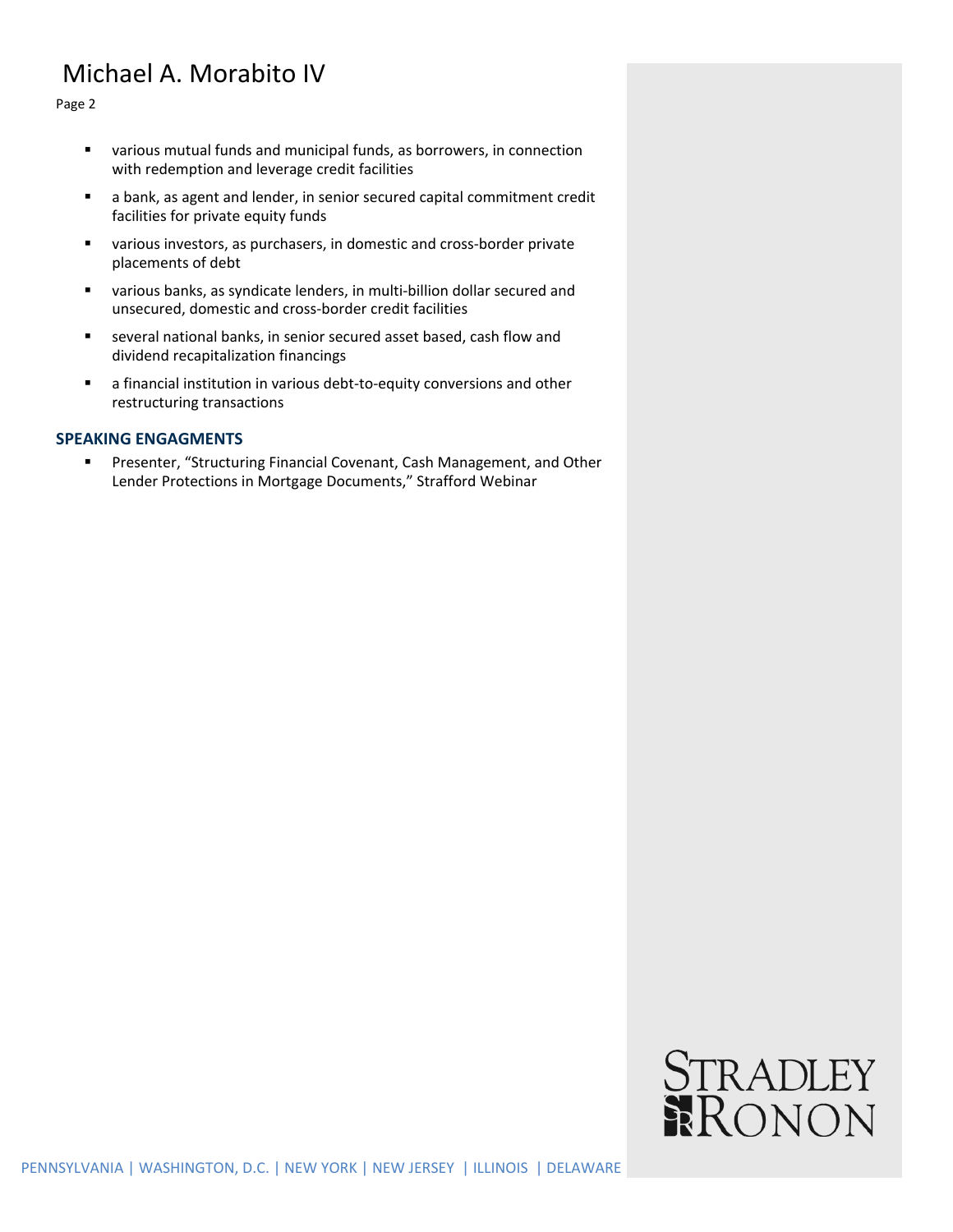- various mutual funds and municipal funds, as borrowers, in connection with redemption and leverage credit facilities
- a bank, as agent and lender, in senior secured capital commitment credit facilities for private equity funds
- various investors, as purchasers, in domestic and cross-border private placements of debt
- various banks, as syndicate lenders, in multi-billion dollar secured and unsecured, domestic and cross-border credit facilities
- several national banks, in senior secured asset based, cash flow and dividend recapitalization financings
- a financial institution in various debt-to-equity conversions and other restructuring transactions

## SPEAKING ENGAGMENTS

- Presenter, "Structuring Financial Covenant, Cash Management, and Other Lender Protections in Mortgage Documents," Strafford Webinar